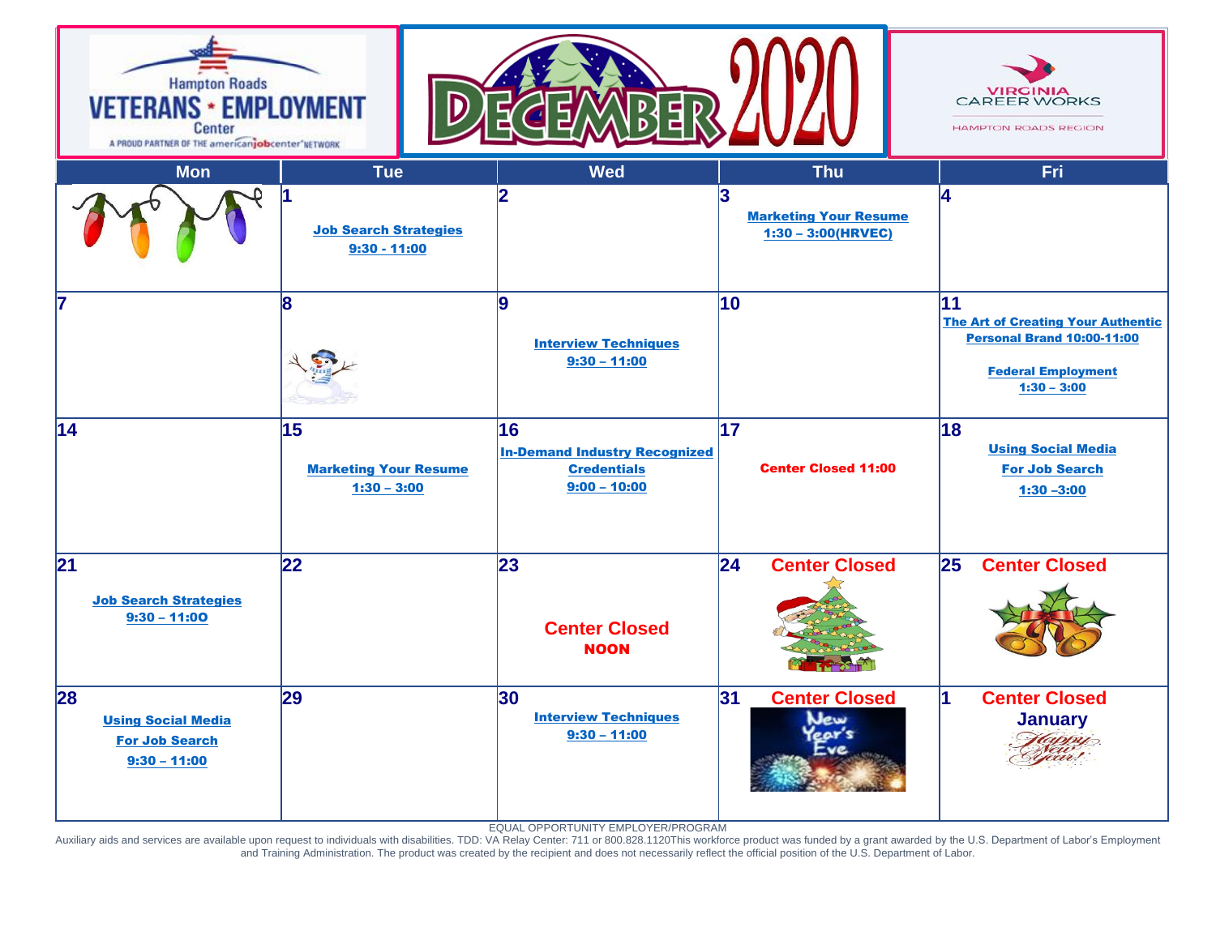Hampton Roads VETERANS ★ EMPLOYMENT Center
A PROUD PARTNER OF THE americanjobcenter NETWORK

# DECEMBER 2020

VIRGINIA CAREER WORKS
HAMPTON ROADS REGION

| Mon | Tue | Wed | Thu | Fri |
|---|---|---|---|---|
| | 1<br>Job Search Strategies<br>9:30 - 11:00 | 2 | 3<br>Marketing Your Resume<br>1:30 – 3:00(HRVEC) | 4 |
| 7 | 8 | 9<br>Interview Techniques<br>9:30 – 11:00 | 10 | 11<br>The Art of Creating Your Authentic Personal Brand 10:00-11:00<br><br>Federal Employment<br>1:30 – 3:00 |
| 14 | 15<br>Marketing Your Resume<br>1:30 – 3:00 | 16<br>In-Demand Industry Recognized Credentials<br>9:00 – 10:00 | 17<br>Center Closed 11:00 | 18<br>Using Social Media For Job Search<br>1:30 –3:00 |
| 21<br>Job Search Strategies<br>9:30 – 11:0O | 22 | 23<br>Center Closed<br>NOON | 24 Center Closed | 25 Center Closed |
| 28<br>Using Social Media For Job Search<br>9:30 – 11:00 | 29 | 30<br>Interview Techniques<br>9:30 – 11:00 | 31 Center Closed<br>New Year's Eve | 1 Center Closed<br>January<br>Happy New Year! |

EQUAL OPPORTUNITY EMPLOYER/PROGRAM

Auxiliary aids and services are available upon request to individuals with disabilities. TDD: VA Relay Center: 711 or 800.828.1120This workforce product was funded by a grant awarded by the U.S. Department of Labor's Employment and Training Administration. The product was created by the recipient and does not necessarily reflect the official position of the U.S. Department of Labor.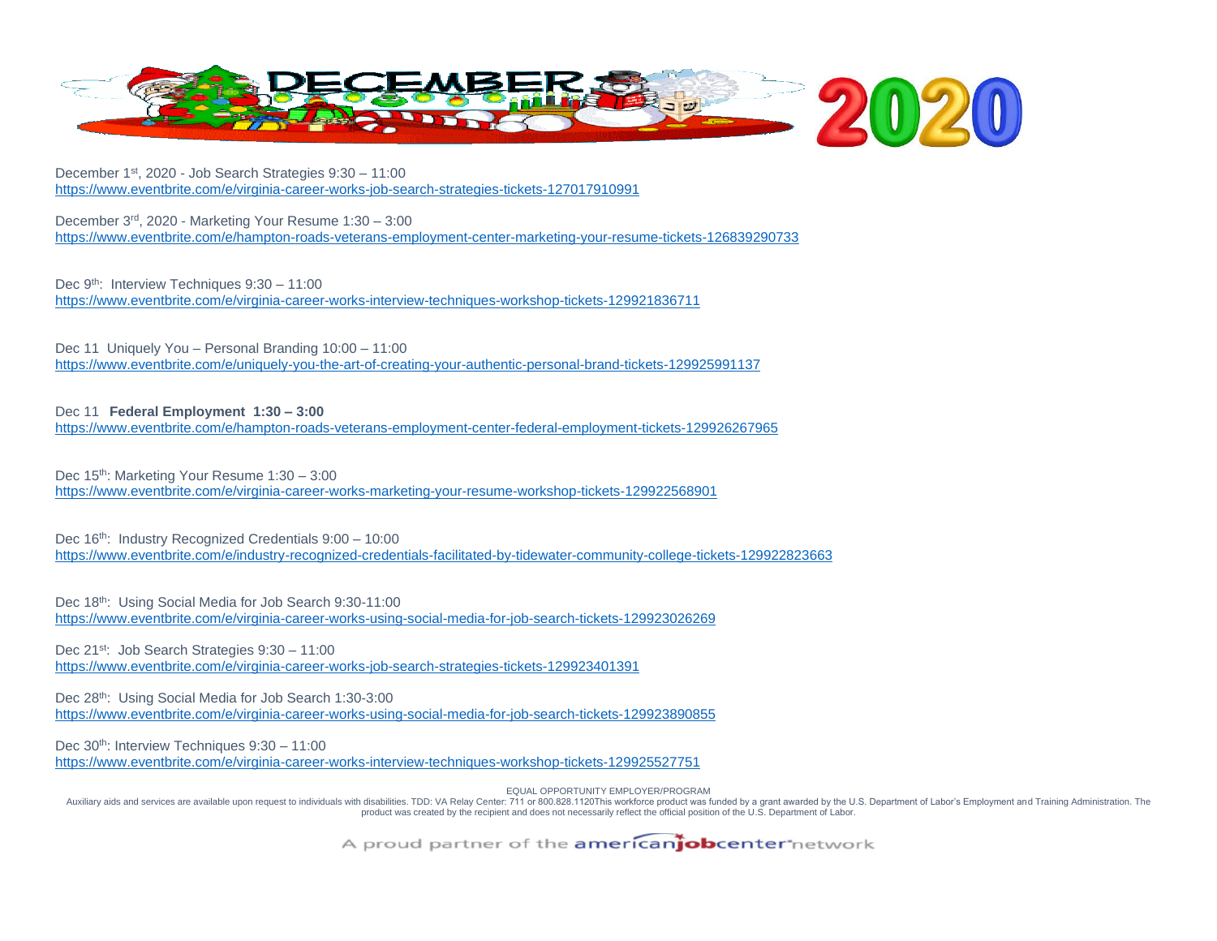# DECEMBER 2020

December 1st, 2020 - Job Search Strategies 9:30 – 11:00
https://www.eventbrite.com/e/virginia-career-works-job-search-strategies-tickets-127017910991

December 3rd, 2020 - Marketing Your Resume 1:30 – 3:00
https://www.eventbrite.com/e/hampton-roads-veterans-employment-center-marketing-your-resume-tickets-126839290733

Dec 9th: Interview Techniques 9:30 – 11:00
https://www.eventbrite.com/e/virginia-career-works-interview-techniques-workshop-tickets-129921836711

Dec 11 Uniquely You – Personal Branding 10:00 – 11:00
https://www.eventbrite.com/e/uniquely-you-the-art-of-creating-your-authentic-personal-brand-tickets-129925991137

Dec 11 **Federal Employment 1:30 – 3:00**
https://www.eventbrite.com/e/hampton-roads-veterans-employment-center-federal-employment-tickets-129926267965

Dec 15th: Marketing Your Resume 1:30 – 3:00
https://www.eventbrite.com/e/virginia-career-works-marketing-your-resume-workshop-tickets-129922568901

Dec 16th: Industry Recognized Credentials 9:00 – 10:00
https://www.eventbrite.com/e/industry-recognized-credentials-facilitated-by-tidewater-community-college-tickets-129922823663

Dec 18th: Using Social Media for Job Search 9:30-11:00
https://www.eventbrite.com/e/virginia-career-works-using-social-media-for-job-search-tickets-129923026269

Dec 21st: Job Search Strategies 9:30 – 11:00
https://www.eventbrite.com/e/virginia-career-works-job-search-strategies-tickets-129923401391

Dec 28th: Using Social Media for Job Search 1:30-3:00
https://www.eventbrite.com/e/virginia-career-works-using-social-media-for-job-search-tickets-129923890855

Dec 30th: Interview Techniques 9:30 – 11:00
https://www.eventbrite.com/e/virginia-career-works-interview-techniques-workshop-tickets-129925527751

EQUAL OPPORTUNITY EMPLOYER/PROGRAM

Auxiliary aids and services are available upon request to individuals with disabilities. TDD: VA Relay Center: 711 or 800.828.1120This workforce product was funded by a grant awarded by the U.S. Department of Labor's Employment and Training Administration. The product was created by the recipient and does not necessarily reflect the official position of the U.S. Department of Labor.

A proud partner of the americanjobcenter network